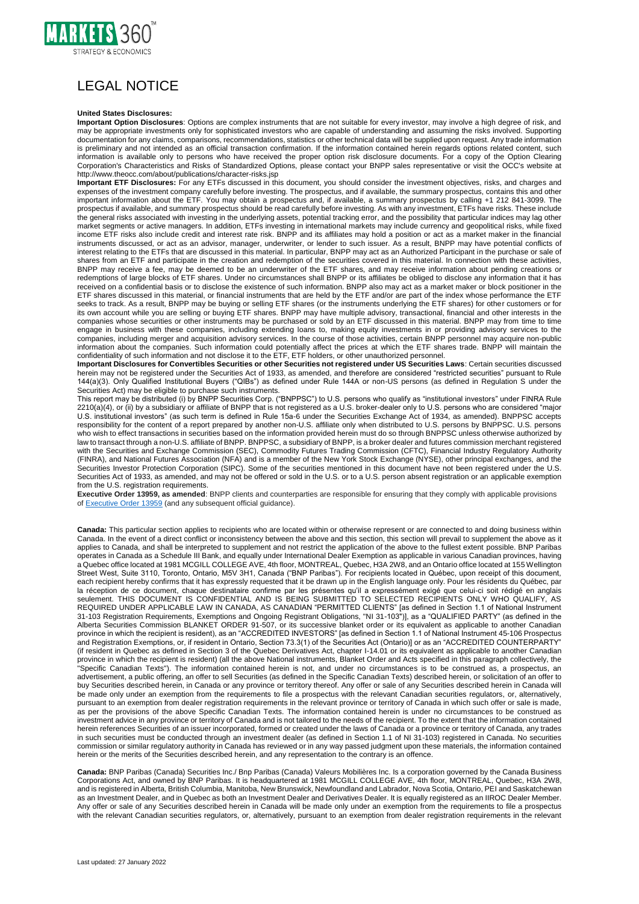# LEGAL NOTICE

**United States Disclosures:**

**Important Option Disclosures**: Options are complex instruments that are not suitable for every investor, may involve a high degree of risk, and may be appropriate investments only for sophisticated investors who are capable of understanding and assuming the risks involved. Supporting documentation for any claims, comparisons, recommendations, statistics or other technical data will be supplied upon request. Any trade information is preliminary and not intended as an official transaction confirmation. If the information contained herein regards options related content, such information is available only to persons who have received the proper option risk disclosure documents. For a copy of the Option Clearing Corporation's Characteristics and Risks of Standardized Options, please contact your BNPP sales representative or visit the OCC's website at http://www.theocc.com/about/publications/character-risks.jsp

**Important ETF Disclosures:** For any ETFs discussed in this document, you should consider the investment objectives, risks, and charges and expenses of the investment company carefully before investing. The prospectus, and if available, the summary prospectus, contains this and other important information about the ETF. You may obtain a prospectus and, if available, a summary prospectus by calling +1 212 841-3099. The prospectus if available, and summary prospectus should be read carefully before investing. As with any investment, ETFs have risks. These include the general risks associated with investing in the underlying assets, potential tracking error, and the possibility that particular indices may lag other market segments or active managers. In addition, ETFs investing in international markets may include currency and geopolitical risks, while fixed income ETF risks also include credit and interest rate risk. BNPP and its affiliates may hold a position or act as a market maker in the financial instruments discussed, or act as an advisor, manager, underwriter, or lender to such issuer. As a result, BNPP may have potential conflicts of interest relating to the ETFs that are discussed in this material. In particular, BNPP may act as an Authorized Participant in the purchase or sale of shares from an ETF and participate in the creation and redemption of the securities covered in this material. In connection with these activities, BNPP may receive a fee, may be deemed to be an underwriter of the ETF shares, and may receive information about pending creations or redemptions of large blocks of ETF shares. Under no circumstances shall BNPP or its affiliates be obliged to disclose any information that it has received on a confidential basis or to disclose the existence of such information. BNPP also may act as a market maker or block positioner in the ETF shares discussed in this material, or financial instruments that are held by the ETF and/or are part of the index whose performance the ETF seeks to track. As a result, BNPP may be buying or selling ETF shares (or the instruments underlying the ETF shares) for other customers or for its own account while you are selling or buying ETF shares. BNPP may have multiple advisory, transactional, financial and other interests in the companies whose securities or other instruments may be purchased or sold by an ETF discussed in this material. BNPP may from time to time engage in business with these companies, including extending loans to, making equity investments in or providing advisory services to the companies, including merger and acquisition advisory services. In the course of those activities, certain BNPP personnel may acquire non-public information about the companies. Such information could potentially affect the prices at which the ETF shares trade. BNPP will maintain the confidentiality of such information and not disclose it to the ETF, ETF holders, or other unauthorized personnel.

**Important Disclosures for Convertibles Securities or other Securities not registered under US Securities Laws**: Certain securities discussed herein may not be registered under the Securities Act of 1933, as amended, and therefore are considered "restricted securities" pursuant to Rule 144(a)(3). Only Qualified Institutional Buyers ("QIBs") as defined under Rule 144A or non-US persons (as defined in Regulation S under the Securities Act) may be eligible to purchase such instruments.

This report may be distributed (i) by BNPP Securities Corp. ("BNPPSC") to U.S. persons who qualify as "institutional investors" under FINRA Rule 2210(a)(4), or (ii) by a subsidiary or affiliate of BNPP that is not registered as a U.S. broker-dealer only to U.S. persons who are considered "major U.S. institutional investors" (as such term is defined in Rule 15a-6 under the Securities Exchange Act of 1934, as amended). BNPPSC accepts responsibility for the content of a report prepared by another non-U.S. affiliate only when distributed to U.S. persons by BNPPSC. U.S. persons who wish to effect transactions in securities based on the information provided herein must do so through BNPPSC unless otherwise authorized by law to transact through a non-U.S. affiliate of BNPP. BNPPSC, a subsidiary of BNPP, is a broker dealer and futures commission merchant registered with the Securities and Exchange Commission (SEC), Commodity Futures Trading Commission (CFTC), Financial Industry Regulatory Authority (FINRA), and National Futures Association (NFA) and is a member of the New York Stock Exchange (NYSE), other principal exchanges, and the Securities Investor Protection Corporation (SIPC). Some of the securities mentioned in this document have not been registered under the U.S. Securities Act of 1933, as amended, and may not be offered or sold in the U.S. or to a U.S. person absent registration or an applicable exemption from the U.S. registration requirements.

**Executive Order 13959, as amended**: BNPP clients and counterparties are responsible for ensuring that they comply with applicable provisions of Executive Order 13959 (and any subsequent official guidance).

**Canada:** This particular section applies to recipients who are located within or otherwise represent or are connected to and doing business within Canada. In the event of a direct conflict or inconsistency between the above and this section, this section will prevail to supplement the above as it applies to Canada, and shall be interpreted to supplement and not restrict the application of the above to the fullest extent possible. BNP Paribas operates in Canada as a Schedule III Bank, and equally under International Dealer Exemption as applicable in various Canadian provinces, having a Quebec office located at 1981 MCGILL COLLEGE AVE, 4th floor, MONTREAL, Quebec, H3A 2W8, and an Ontario office located at 155 Wellington Street West, Suite 3110, Toronto, Ontario, M5V 3H1, Canada ("BNP Paribas"). For recipients located in Québec, upon receipt of this document, each recipient hereby confirms that it has expressly requested that it be drawn up in the English language only. Pour les résidents du Québec, par la réception de ce document, chaque destinataire confirme par les présentes qu'il a expressément exigé que celui-ci soit rédigé en anglais seulement. THIS DOCUMENT IS CONFIDENTIAL AND IS BEING SUBMITTED TO SELECTED RECIPIENTS ONLY WHO QUALIFY, AS REQUIRED UNDER APPLICABLE LAW IN CANADA, AS CANADIAN "PERMITTED CLIENTS" [as defined in Section 1.1 of National Instrument 31-103 Registration Requirements, Exemptions and Ongoing Registrant Obligations, "NI 31-103")], as a "QUALIFIED PARTY" (as defined in the Alberta Securities Commission BLANKET ORDER 91-507, or its successive blanket order or its equivalent as applicable to another Canadian province in which the recipient is resident), as an "ACCREDITED INVESTORS" [as defined in Section 1.1 of National Instrument 45-106 Prospectus and Registration Exemptions, or, if resident in Ontario, Section 73.3(1) of the Securities Act (Ontario)] or as an "ACCREDITED COUNTERPARTY" (if resident in Quebec as defined in Section 3 of the Quebec Derivatives Act, chapter I-14.01 or its equivalent as applicable to another Canadian province in which the recipient is resident) (all the above National instruments, Blanket Order and Acts specified in this paragraph collectively, the "Specific Canadian Texts"). The information contained herein is not, and under no circumstances is to be construed as, a prospectus, an advertisement, a public offering, an offer to sell Securities (as defined in the Specific Canadian Texts) described herein, or solicitation of an offer to buy Securities described herein, in Canada or any province or territory thereof. Any offer or sale of any Securities described herein in Canada will be made only under an exemption from the requirements to file a prospectus with the relevant Canadian securities regulators, or, alternatively, pursuant to an exemption from dealer registration requirements in the relevant province or territory of Canada in which such offer or sale is made, as per the provisions of the above Specific Canadian Texts. The information contained herein is under no circumstances to be construed as investment advice in any province or territory of Canada and is not tailored to the needs of the recipient. To the extent that the information contained herein references Securities of an issuer incorporated, formed or created under the laws of Canada or a province or territory of Canada, any trades in such securities must be conducted through an investment dealer (as defined in Section 1.1 of NI 31-103) registered in Canada. No securities commission or similar regulatory authority in Canada has reviewed or in any way passed judgment upon these materials, the information contained herein or the merits of the Securities described herein, and any representation to the contrary is an offence.

**Canada:** BNP Paribas (Canada) Securities Inc./ Bnp Paribas (Canada) Valeurs Mobilières Inc. Is a corporation governed by the Canada Business Corporations Act, and owned by BNP Paribas. It is headquartered at 1981 MCGILL COLLEGE AVE, 4th floor, MONTREAL, Quebec, H3A 2W8, and is registered in Alberta, British Columbia, Manitoba, New Brunswick, Newfoundland and Labrador, Nova Scotia, Ontario, PEI and Saskatchewan as an Investment Dealer, and in Quebec as both an Investment Dealer and Derivatives Dealer. It is equally registered as an IIROC Dealer Member. Any offer or sale of any Securities described herein in Canada will be made only under an exemption from the requirements to file a prospectus with the relevant Canadian securities regulators, or, alternatively, pursuant to an exemption from dealer registration requirements in the relevant

Last updated: 27 January 2022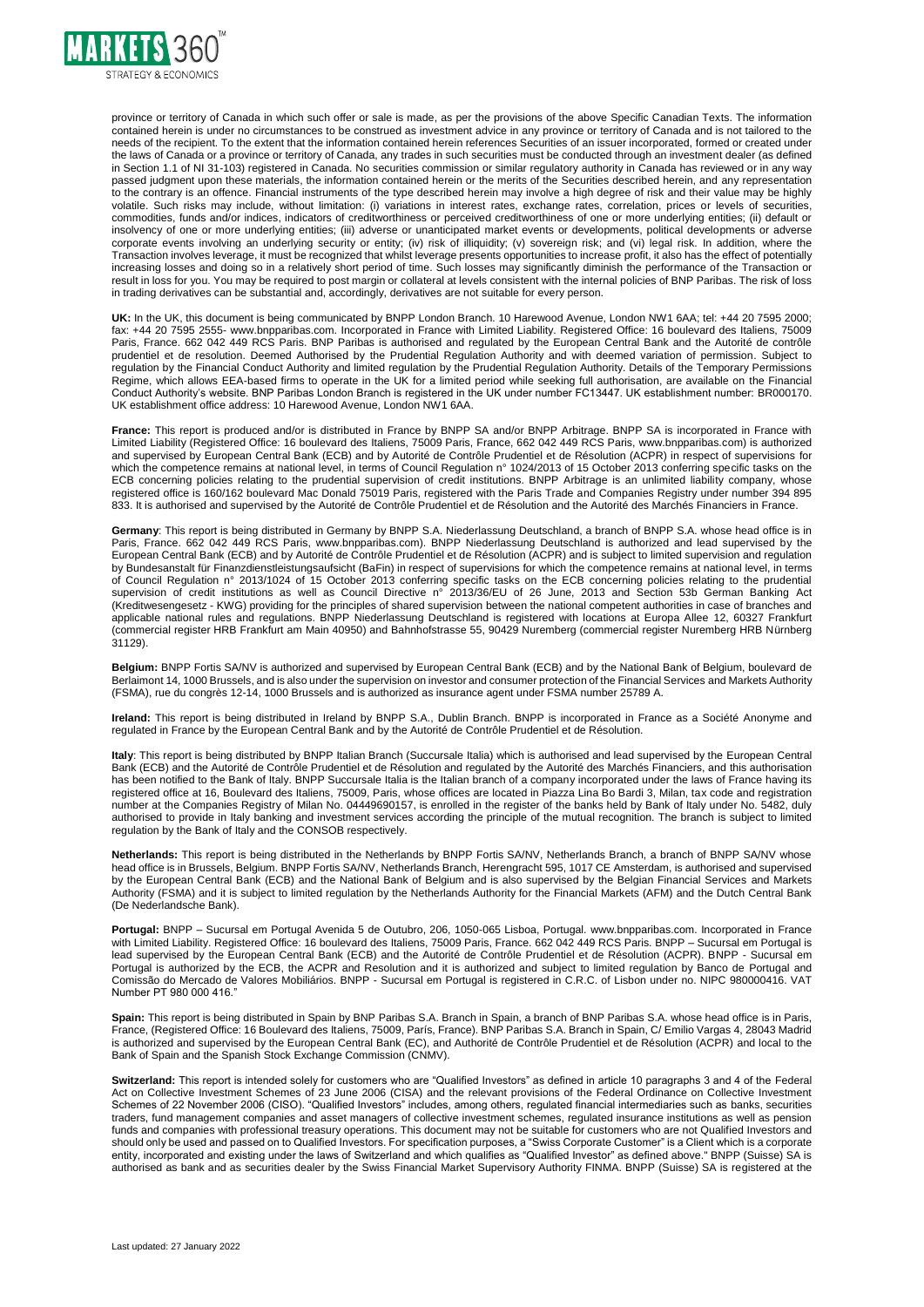province or territory of Canada in which such offer or sale is made, as per the provisions of the above Specific Canadian Texts. The information contained herein is under no circumstances to be construed as investment advice in any province or territory of Canada and is not tailored to the needs of the recipient. To the extent that the information contained herein references Securities of an issuer incorporated, formed or created under the laws of Canada or a province or territory of Canada, any trades in such securities must be conducted through an investment dealer (as defined in Section 1.1 of NI 31-103) registered in Canada. No securities commission or similar regulatory authority in Canada has reviewed or in any way passed judgment upon these materials, the information contained herein or the merits of the Securities described herein, and any representation to the contrary is an offence. Financial instruments of the type described herein may involve a high degree of risk and their value may be highly volatile. Such risks may include, without limitation: (i) variations in interest rates, exchange rates, correlation, prices or levels of securities, commodities, funds and/or indices, indicators of creditworthiness or perceived creditworthiness of one or more underlying entities; (ii) default or insolvency of one or more underlying entities; (iii) adverse or unanticipated market events or developments, political developments or adverse corporate events involving an underlying security or entity; (iv) risk of illiquidity; (v) sovereign risk; and (vi) legal risk. In addition, where the Transaction involves leverage, it must be recognized that whilst leverage presents opportunities to increase profit, it also has the effect of potentially increasing losses and doing so in a relatively short period of time. Such losses may significantly diminish the performance of the Transaction or result in loss for you. You may be required to post margin or collateral at levels consistent with the internal policies of BNP Paribas. The risk of loss in trading derivatives can be substantial and, accordingly, derivatives are not suitable for every person.

**UK:** In the UK, this document is being communicated by BNPP London Branch. 10 Harewood Avenue, London NW1 6AA; tel: +44 20 7595 2000; fax: +44 20 7595 2555- www.bnpparibas.com. Incorporated in France with Limited Liability. Registered Office: 16 boulevard des Italiens, 75009 Paris, France. 662 042 449 RCS Paris. BNP Paribas is authorised and regulated by the European Central Bank and the Autorité de contrôle prudentiel et de resolution. Deemed Authorised by the Prudential Regulation Authority and with deemed variation of permission. Subject to regulation by the Financial Conduct Authority and limited regulation by the Prudential Regulation Authority. Details of the Temporary Permissions Regime, which allows EEA-based firms to operate in the UK for a limited period while seeking full authorisation, are available on the Financial Conduct Authority's website. BNP Paribas London Branch is registered in the UK under number FC13447. UK establishment number: BR000170. UK establishment office address: 10 Harewood Avenue, London NW1 6AA.

**France:** This report is produced and/or is distributed in France by BNPP SA and/or BNPP Arbitrage. BNPP SA is incorporated in France with Limited Liability (Registered Office: 16 boulevard des Italiens, 75009 Paris, France, 662 042 449 RCS Paris, www.bnpparibas.com) is authorized and supervised by European Central Bank (ECB) and by Autorité de Contrôle Prudentiel et de Résolution (ACPR) in respect of supervisions for which the competence remains at national level, in terms of Council Regulation n° 1024/2013 of 15 October 2013 conferring specific tasks on the ECB concerning policies relating to the prudential supervision of credit institutions. BNPP Arbitrage is an unlimited liability company, whose registered office is 160/162 boulevard Mac Donald 75019 Paris, registered with the Paris Trade and Companies Registry under number 394 895 833. It is authorised and supervised by the Autorité de Contrôle Prudentiel et de Résolution and the Autorité des Marchés Financiers in France.

**Germany**: This report is being distributed in Germany by BNPP S.A. Niederlassung Deutschland, a branch of BNPP S.A. whose head office is in Paris, France. 662 042 449 RCS Paris, www.bnpparibas.com). BNPP Niederlassung Deutschland is authorized and lead supervised by the European Central Bank (ECB) and by Autorité de Contrôle Prudentiel et de Résolution (ACPR) and is subject to limited supervision and regulation by Bundesanstalt für Finanzdienstleistungsaufsicht (BaFin) in respect of supervisions for which the competence remains at national level, in terms of Council Regulation n° 2013/1024 of 15 October 2013 conferring specific tasks on the ECB concerning policies relating to the prudential supervision of credit institutions as well as Council Directive n° 2013/36/EU of 26 June, 2013 and Section 53b German Banking Act (Kreditwesengesetz - KWG) providing for the principles of shared supervision between the national competent authorities in case of branches and applicable national rules and regulations. BNPP Niederlassung Deutschland is registered with locations at Europa Allee 12, 60327 Frankfurt (commercial register HRB Frankfurt am Main 40950) and Bahnhofstrasse 55, 90429 Nuremberg (commercial register Nuremberg HRB Nürnberg 31129).

**Belgium:** BNPP Fortis SA/NV is authorized and supervised by European Central Bank (ECB) and by the National Bank of Belgium, boulevard de Berlaimont 14, 1000 Brussels, and is also under the supervision on investor and consumer protection of the Financial Services and Markets Authority (FSMA), rue du congrès 12-14, 1000 Brussels and is authorized as insurance agent under FSMA number 25789 A.

**Ireland:** This report is being distributed in Ireland by BNPP S.A., Dublin Branch. BNPP is incorporated in France as a Société Anonyme and regulated in France by the European Central Bank and by the Autorité de Contrôle Prudentiel et de Résolution.

**Italy**: This report is being distributed by BNPP Italian Branch (Succursale Italia) which is authorised and lead supervised by the European Central Bank (ECB) and the Autorité de Contrôle Prudentiel et de Résolution and regulated by the Autorité des Marchés Financiers, and this authorisation has been notified to the Bank of Italy. BNPP Succursale Italia is the Italian branch of a company incorporated under the laws of France having its registered office at 16, Boulevard des Italiens, 75009, Paris, whose offices are located in Piazza Lina Bo Bardi 3, Milan, tax code and registration number at the Companies Registry of Milan No. 04449690157, is enrolled in the register of the banks held by Bank of Italy under No. 5482, duly authorised to provide in Italy banking and investment services according the principle of the mutual recognition. The branch is subject to limited regulation by the Bank of Italy and the CONSOB respectively.

**Netherlands:** This report is being distributed in the Netherlands by BNPP Fortis SA/NV, Netherlands Branch, a branch of BNPP SA/NV whose head office is in Brussels, Belgium. BNPP Fortis SA/NV, Netherlands Branch, Herengracht 595, 1017 CE Amsterdam, is authorised and supervised by the European Central Bank (ECB) and the National Bank of Belgium and is also supervised by the Belgian Financial Services and Markets Authority (FSMA) and it is subject to limited regulation by the Netherlands Authority for the Financial Markets (AFM) and the Dutch Central Bank (De Nederlandsche Bank).

**Portugal:** BNPP – Sucursal em Portugal Avenida 5 de Outubro, 206, 1050-065 Lisboa, Portugal. www.bnpparibas.com. Incorporated in France with Limited Liability. Registered Office: 16 boulevard des Italiens, 75009 Paris, France. 662 042 449 RCS Paris. BNPP – Sucursal em Portugal is lead supervised by the European Central Bank (ECB) and the Autorité de Contrôle Prudentiel et de Résolution (ACPR). BNPP - Sucursal em Portugal is authorized by the ECB, the ACPR and Resolution and it is authorized and subject to limited regulation by Banco de Portugal and Comissão do Mercado de Valores Mobiliários. BNPP - Sucursal em Portugal is registered in C.R.C. of Lisbon under no. NIPC 980000416. VAT Number PT 980 000 416."

**Spain:** This report is being distributed in Spain by BNP Paribas S.A. Branch in Spain, a branch of BNP Paribas S.A. whose head office is in Paris, France, (Registered Office: 16 Boulevard des Italiens, 75009, París, France). BNP Paribas S.A. Branch in Spain, C/ Emilio Vargas 4, 28043 Madrid is authorized and supervised by the European Central Bank (EC), and Authorité de Contrôle Prudentiel et de Résolution (ACPR) and local to the Bank of Spain and the Spanish Stock Exchange Commission (CNMV).

**Switzerland:** This report is intended solely for customers who are "Qualified Investors" as defined in article 10 paragraphs 3 and 4 of the Federal Act on Collective Investment Schemes of 23 June 2006 (CISA) and the relevant provisions of the Federal Ordinance on Collective Investment Schemes of 22 November 2006 (CISO). "Qualified Investors" includes, among others, regulated financial intermediaries such as banks, securities traders, fund management companies and asset managers of collective investment schemes, regulated insurance institutions as well as pension funds and companies with professional treasury operations. This document may not be suitable for customers who are not Qualified Investors and should only be used and passed on to Qualified Investors. For specification purposes, a "Swiss Corporate Customer" is a Client which is a corporate entity, incorporated and existing under the laws of Switzerland and which qualifies as "Qualified Investor" as defined above." BNPP (Suisse) SA is authorised as bank and as securities dealer by the Swiss Financial Market Supervisory Authority FINMA. BNPP (Suisse) SA is registered at the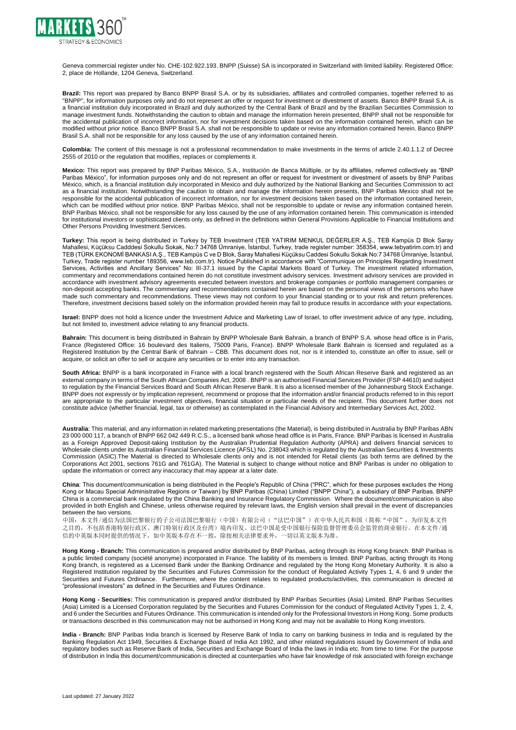Geneva commercial register under No. CHE-102.922.193. BNPP (Suisse) SA is incorporated in Switzerland with limited liability. Registered Office: 2, place de Hollande, 1204 Geneva, Switzerland.

**Brazil:** This report was prepared by Banco BNPP Brasil S.A. or by its subsidiaries, affiliates and controlled companies, together referred to as "BNPP", for information purposes only and do not represent an offer or request for investment or divestment of assets. Banco BNPP Brasil S.A. is a financial institution duly incorporated in Brazil and duly authorized by the Central Bank of Brazil and by the Brazilian Securities Commission to manage investment funds. Notwithstanding the caution to obtain and manage the information herein presented, BNPP shall not be responsible for the accidental publication of incorrect information, nor for investment decisions taken based on the information contained herein, which can be modified without prior notice. Banco BNPP Brasil S.A. shall not be responsible to update or revise any information contained herein. Banco BNPP Brasil S.A. shall not be responsible for any loss caused by the use of any information contained herein.

**Colombia:** The content of this message is not a professional recommendation to make investments in the terms of article 2.40.1.1.2 of Decree 2555 of 2010 or the regulation that modifies, replaces or complements it.

**Mexico:** This report was prepared by BNP Paribas México, S.A., Institución de Banca Múltiple, or by its affiliates, referred collectively as "BNP Paribas México", for information purposes only and do not represent an offer or request for investment or divestment of assets by BNP Paribas México, which, is a financial institution duly incorporated in Mexico and duly authorized by the National Banking and Securities Commission to act as a financial institution. Notwithstanding the caution to obtain and manage the information herein presents, BNP Paribas Mexico shall not be responsible for the accidental publication of incorrect information, nor for investment decisions taken based on the information contained herein, which can be modified without prior notice. BNP Paribas México, shall not be responsible to update or revise any information contained herein. BNP Paribas México, shall not be responsible for any loss caused by the use of any information contained herein. This communication is intended for institutional investors or sophisticated clients only, as defined in the definitions within General Provisions Applicable to Financial Institutions and Other Persons Providing Investment Services.

**Turkey:** This report is being distributed in Turkey by TEB Investment (TEB YATIRIM MENKUL DEĞERLER A.Ş., TEB Kampüs D Blok Saray Mahallesi, Küçüksu Cadddesi Sokullu Sokak, No:7 34768 Ümraniye, İstanbul, Turkey, trade register number: 358354, www.tebyatirim.com.tr) and TEB (TÜRK EKONOMİ BANKASI A.Ş., TEB Kampüs C ve D Blok, Saray Mahallesi Küçüksu Caddesi Sokullu Sokak No:7 34768 Ümraniye, İstanbul, Turkey, Trade register number 189356, www.teb.com.tr). Notice Published in accordance with "Communique on Principles Regarding Investment Services, Activities and Ancillary Services" No: III-37.1 issued by the Capital Markets Board of Turkey. The investment related information, commentary and recommendations contained herein do not constitute investment advisory services. Investment advisory services are provided in accordance with investment advisory agreements executed between investors and brokerage companies or portfolio management companies or non-deposit accepting banks. The commentary and recommendations contained herein are based on the personal views of the persons who have made such commentary and recommendations. These views may not conform to your financial standing or to your risk and return preferences. Therefore, investment decisions based solely on the information provided herein may fail to produce results in accordance with your expectations.

**Israel:** BNPP does not hold a licence under the Investment Advice and Marketing Law of Israel, to offer investment advice of any type, including, but not limited to, investment advice relating to any financial products.

**Bahrain:** This document is being distributed in Bahrain by BNPP Wholesale Bank Bahrain, a branch of BNPP S.A. whose head office is in Paris, France (Registered Office: 16 boulevard des Italiens, 75009 Paris, France). BNPP Wholesale Bank Bahrain is licensed and regulated as a Registered Institution by the Central Bank of Bahrain – CBB. This document does not, nor is it intended to, constitute an offer to issue, sell or acquire, or solicit an offer to sell or acquire any securities or to enter into any transaction.

**South Africa:** BNPP is a bank incorporated in France with a local branch registered with the South African Reserve Bank and registered as an external company in terms of the South African Companies Act, 2008 . BNPP is an authorised Financial Services Provider (FSP 44610) and subject to regulation by the Financial Services Board and South African Reserve Bank. It is also a licensed member of the Johannesburg Stock Exchange. BNPP does not expressly or by implication represent, recommend or propose that the information and/or financial products referred to in this report are appropriate to the particular investment objectives, financial situation or particular needs of the recipient. This document further does not constitute advice (whether financial, legal, tax or otherwise) as contemplated in the Financial Advisory and Intermediary Services Act, 2002.

**Australia**: This material, and any information in related marketing presentations (the Material), is being distributed in Australia by BNP Paribas ABN 23 000 000 117, a branch of BNPP 662 042 449 R.C.S., a licensed bank whose head office is in Paris, France. BNP Paribas is licensed in Australia as a Foreign Approved Deposit-taking Institution by the Australian Prudential Regulation Authority (APRA) and delivers financial services to Wholesale clients under its Australian Financial Services Licence (AFSL) No. 238043 which is regulated by the Australian Securities & Investments Commission (ASIC).The Material is directed to Wholesale clients only and is not intended for Retail clients (as both terms are defined by the Corporations Act 2001, sections 761G and 761GA). The Material is subject to change without notice and BNP Paribas is under no obligation to update the information or correct any inaccuracy that may appear at a later date.

**China**: This document/communication is being distributed in the People's Republic of China ("PRC", which for these purposes excludes the Hong Kong or Macau Special Administrative Regions or Taiwan) by BNP Paribas (China) Limited ("BNPP China"), a subsidiary of BNP Paribas. BNPP China is a commercial bank regulated by the China Banking and Insurance Regulatory Commission. Where the document/communication is also provided in both English and Chinese, unless otherwise required by relevant laws, the English version shall prevail in the event of discrepancies between the two versions.
中国：本文件/通信为法国巴黎银行的子公司法国巴黎银行（中国）有限公司（"法巴中国"）在中华人民共和国（简称"中国"，为印发本文件之目的，不包括香港特别行政区、澳门特别行政区及台湾）境内印发。法巴中国是受中国银行保险监督管理委员会监管的商业银行。在本文件/通信的中英版本同时提供的情况下，如中英版本存在不一致，除按相关法律要求外，一切以英文版本为准。

**Hong Kong - Branch:** This communication is prepared and/or distributed by BNP Paribas, acting through its Hong Kong branch. BNP Paribas is a public limited company (société anonyme) incorporated in France. The liability of its members is limited. BNP Paribas, acting through its Hong Kong branch, is registered as a Licensed Bank under the Banking Ordinance and regulated by the Hong Kong Monetary Authority. It is also a Registered Institution regulated by the Securities and Futures Commission for the conduct of Regulated Activity Types 1, 4, 6 and 9 under the Securities and Futures Ordinance. Furthermore, where the content relates to regulated products/activities, this communication is directed at "professional investors" as defined in the Securities and Futures Ordinance.

**Hong Kong - Securities:** This communication is prepared and/or distributed by BNP Paribas Securities (Asia) Limited. BNP Paribas Securities (Asia) Limited is a Licensed Corporation regulated by the Securities and Futures Commission for the conduct of Regulated Activity Types 1, 2, 4, and 6 under the Securities and Futures Ordinance. This communication is intended only for the Professional Investors in Hong Kong. Some products or transactions described in this communication may not be authorised in Hong Kong and may not be available to Hong Kong investors.

**India - Branch:** BNP Paribas India branch is licensed by Reserve Bank of India to carry on banking business in India and is regulated by the Banking Regulation Act 1949, Securities & Exchange Board of India Act 1992, and other related regulations issued by Government of India and regulatory bodies such as Reserve Bank of India, Securities and Exchange Board of India the laws in India etc. from time to time. For the purpose of distribution in India this document/communication is directed at counterparties who have fair knowledge of risk associated with foreign exchange

Last updated: 27 January 2022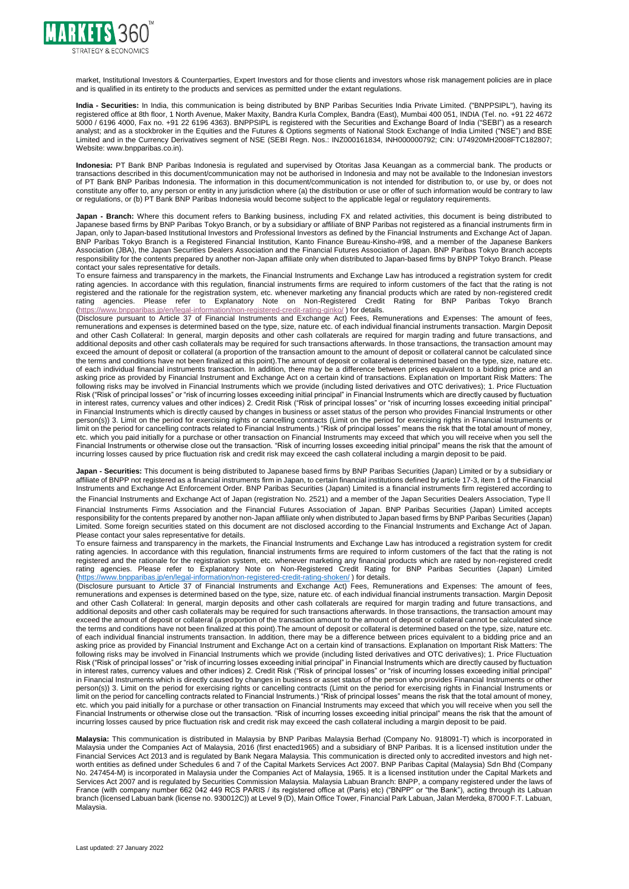market, Institutional Investors & Counterparties, Expert Investors and for those clients and investors whose risk management policies are in place and is qualified in its entirety to the products and services as permitted under the extant regulations.

**India - Securities:** In India, this communication is being distributed by BNP Paribas Securities India Private Limited. ("BNPPSIPL"), having its registered office at 8th floor, 1 North Avenue, Maker Maxity, Bandra Kurla Complex, Bandra (East), Mumbai 400 051, INDIA (Tel. no. +91 22 4672 5000 / 6196 4000, Fax no. +91 22 6196 4363). BNPPSIPL is registered with the Securities and Exchange Board of India ("SEBI") as a research analyst; and as a stockbroker in the Equities and the Futures & Options segments of National Stock Exchange of India Limited ("NSE") and BSE Limited and in the Currency Derivatives segment of NSE (SEBI Regn. Nos.: INZ000161834, INH000000792; CIN: U74920MH2008FTC182807; Website: www.bnpparibas.co.in).

**Indonesia:** PT Bank BNP Paribas Indonesia is regulated and supervised by Otoritas Jasa Keuangan as a commercial bank. The products or transactions described in this document/communication may not be authorised in Indonesia and may not be available to the Indonesian investors of PT Bank BNP Paribas Indonesia. The information in this document/communication is not intended for distribution to, or use by, or does not constitute any offer to, any person or entity in any jurisdiction where (a) the distribution or use or offer of such information would be contrary to law or regulations, or (b) PT Bank BNP Paribas Indonesia would become subject to the applicable legal or regulatory requirements.

**Japan - Branch:** Where this document refers to Banking business, including FX and related activities, this document is being distributed to Japanese based firms by BNP Paribas Tokyo Branch, or by a subsidiary or affiliate of BNP Paribas not registered as a financial instruments firm in Japan, only to Japan-based Institutional Investors and Professional Investors as defined by the Financial Instruments and Exchange Act of Japan. BNP Paribas Tokyo Branch is a Registered Financial Institution, Kanto Finance Bureau-Kinsho-#98, and a member of the Japanese Bankers Association (JBA), the Japan Securities Dealers Association and the Financial Futures Association of Japan. BNP Paribas Tokyo Branch accepts responsibility for the contents prepared by another non-Japan affiliate only when distributed to Japan-based firms by BNPP Tokyo Branch. Please contact your sales representative for details.
To ensure fairness and transparency in the markets, the Financial Instruments and Exchange Law has introduced a registration system for credit rating agencies. In accordance with this regulation, financial instruments firms are required to inform customers of the fact that the rating is not registered and the rationale for the registration system, etc. whenever marketing any financial products which are rated by non-registered credit rating agencies. Please refer to Explanatory Note on Non-Registered Credit Rating for BNP Paribas Tokyo Branch (https://www.bnpparibas.jp/en/legal-information/non-registered-credit-rating-ginko/ ) for details.
(Disclosure pursuant to Article 37 of Financial Instruments and Exchange Act) Fees, Remunerations and Expenses: The amount of fees, remunerations and expenses is determined based on the type, size, nature etc. of each individual financial instruments transaction. Margin Deposit and other Cash Collateral: In general, margin deposits and other cash collaterals are required for margin trading and future transactions, and additional deposits and other cash collaterals may be required for such transactions afterwards. In those transactions, the transaction amount may exceed the amount of deposit or collateral (a proportion of the transaction amount to the amount of deposit or collateral cannot be calculated since the terms and conditions have not been finalized at this point).The amount of deposit or collateral is determined based on the type, size, nature etc. of each individual financial instruments transaction. In addition, there may be a difference between prices equivalent to a bidding price and an asking price as provided by Financial Instrument and Exchange Act on a certain kind of transactions. Explanation on Important Risk Matters: The following risks may be involved in Financial Instruments which we provide (including listed derivatives and OTC derivatives); 1. Price Fluctuation Risk ("Risk of principal losses" or "risk of incurring losses exceeding initial principal" in Financial Instruments which are directly caused by fluctuation in interest rates, currency values and other indices) 2. Credit Risk ("Risk of principal losses" or "risk of incurring losses exceeding initial principal" in Financial Instruments which is directly caused by changes in business or asset status of the person who provides Financial Instruments or other person(s)) 3. Limit on the period for exercising rights or cancelling contracts (Limit on the period for exercising rights in Financial Instruments or limit on the period for cancelling contracts related to Financial Instruments.) "Risk of principal losses" means the risk that the total amount of money, etc. which you paid initially for a purchase or other transaction on Financial Instruments may exceed that which you will receive when you sell the Financial Instruments or otherwise close out the transaction. "Risk of incurring losses exceeding initial principal" means the risk that the amount of incurring losses caused by price fluctuation risk and credit risk may exceed the cash collateral including a margin deposit to be paid.

**Japan - Securities:** This document is being distributed to Japanese based firms by BNP Paribas Securities (Japan) Limited or by a subsidiary or affiliate of BNPP not registered as a financial instruments firm in Japan, to certain financial institutions defined by article 17-3, item 1 of the Financial Instruments and Exchange Act Enforcement Order. BNP Paribas Securities (Japan) Limited is a financial instruments firm registered according to the Financial Instruments and Exchange Act of Japan (registration No. 2521) and a member of the Japan Securities Dealers Association, Type II Financial Instruments Firms Association and the Financial Futures Association of Japan. BNP Paribas Securities (Japan) Limited accepts responsibility for the contents prepared by another non-Japan affiliate only when distributed to Japan based firms by BNP Paribas Securities (Japan) Limited. Some foreign securities stated on this document are not disclosed according to the Financial Instruments and Exchange Act of Japan. Please contact your sales representative for details.
To ensure fairness and transparency in the markets, the Financial Instruments and Exchange Law has introduced a registration system for credit rating agencies. In accordance with this regulation, financial instruments firms are required to inform customers of the fact that the rating is not registered and the rationale for the registration system, etc. whenever marketing any financial products which are rated by non-registered credit rating agencies. Please refer to Explanatory Note on Non-Registered Credit Rating for BNP Paribas Securities (Japan) Limited (https://www.bnpparibas.jp/en/legal-information/non-registered-credit-rating-shoken/ ) for details.
(Disclosure pursuant to Article 37 of Financial Instruments and Exchange Act) Fees, Remunerations and Expenses: The amount of fees, remunerations and expenses is determined based on the type, size, nature etc. of each individual financial instruments transaction. Margin Deposit and other Cash Collateral: In general, margin deposits and other cash collaterals are required for margin trading and future transactions, and additional deposits and other cash collaterals may be required for such transactions afterwards. In those transactions, the transaction amount may exceed the amount of deposit or collateral (a proportion of the transaction amount to the amount of deposit or collateral cannot be calculated since the terms and conditions have not been finalized at this point).The amount of deposit or collateral is determined based on the type, size, nature etc. of each individual financial instruments transaction. In addition, there may be a difference between prices equivalent to a bidding price and an asking price as provided by Financial Instrument and Exchange Act on a certain kind of transactions. Explanation on Important Risk Matters: The following risks may be involved in Financial Instruments which we provide (including listed derivatives and OTC derivatives); 1. Price Fluctuation Risk ("Risk of principal losses" or "risk of incurring losses exceeding initial principal" in Financial Instruments which are directly caused by fluctuation in interest rates, currency values and other indices) 2. Credit Risk ("Risk of principal losses" or "risk of incurring losses exceeding initial principal" in Financial Instruments which is directly caused by changes in business or asset status of the person who provides Financial Instruments or other person(s)) 3. Limit on the period for exercising rights or cancelling contracts (Limit on the period for exercising rights in Financial Instruments or limit on the period for cancelling contracts related to Financial Instruments.) "Risk of principal losses" means the risk that the total amount of money, etc. which you paid initially for a purchase or other transaction on Financial Instruments may exceed that which you will receive when you sell the Financial Instruments or otherwise close out the transaction. "Risk of incurring losses exceeding initial principal" means the risk that the amount of incurring losses caused by price fluctuation risk and credit risk may exceed the cash collateral including a margin deposit to be paid.

**Malaysia:** This communication is distributed in Malaysia by BNP Paribas Malaysia Berhad (Company No. 918091-T) which is incorporated in Malaysia under the Companies Act of Malaysia, 2016 (first enacted1965) and a subsidiary of BNP Paribas. It is a licensed institution under the Financial Services Act 2013 and is regulated by Bank Negara Malaysia. This communication is directed only to accredited investors and high net-worth entities as defined under Schedules 6 and 7 of the Capital Markets Services Act 2007. BNP Paribas Capital (Malaysia) Sdn Bhd (Company No. 247454-M) is incorporated in Malaysia under the Companies Act of Malaysia, 1965. It is a licensed institution under the Capital Markets and Services Act 2007 and is regulated by Securities Commission Malaysia. Malaysia Labuan Branch: BNPP, a company registered under the laws of France (with company number 662 042 449 RCS PARIS / its registered office at (Paris) etc) ("BNPP" or "the Bank"), acting through its Labuan branch (licensed Labuan bank (license no. 930012C)) at Level 9 (D), Main Office Tower, Financial Park Labuan, Jalan Merdeka, 87000 F.T. Labuan, Malaysia.

Last updated: 27 January 2022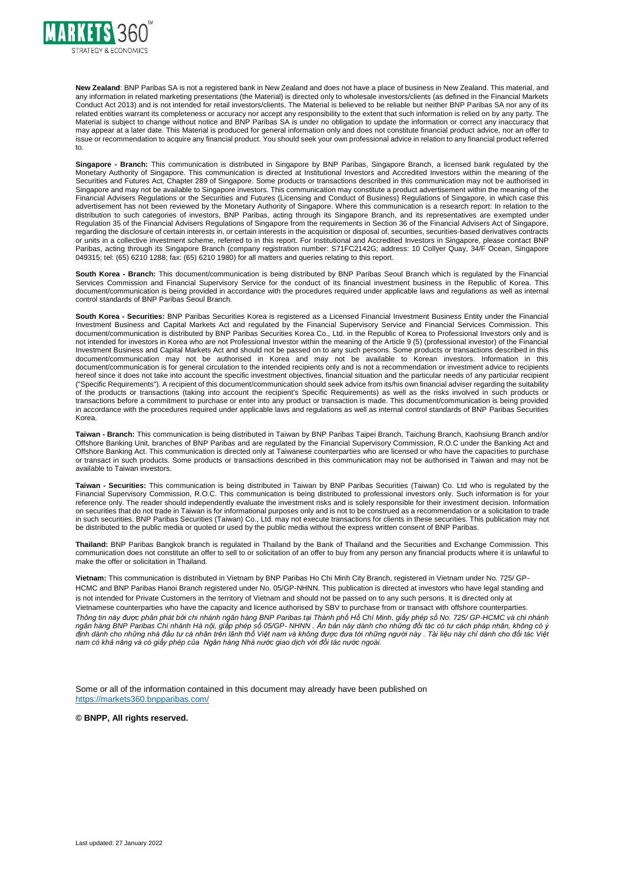**New Zealand**: BNP Paribas SA is not a registered bank in New Zealand and does not have a place of business in New Zealand. This material, and any information in related marketing presentations (the Material) is directed only to wholesale investors/clients (as defined in the Financial Markets Conduct Act 2013) and is not intended for retail investors/clients. The Material is believed to be reliable but neither BNP Paribas SA nor any of its related entities warrant its completeness or accuracy nor accept any responsibility to the extent that such information is relied on by any party. The Material is subject to change without notice and BNP Paribas SA is under no obligation to update the information or correct any inaccuracy that may appear at a later date. This Material is produced for general information only and does not constitute financial product advice, nor an offer to issue or recommendation to acquire any financial product. You should seek your own professional advice in relation to any financial product referred to.

**Singapore - Branch:** This communication is distributed in Singapore by BNP Paribas, Singapore Branch, a licensed bank regulated by the Monetary Authority of Singapore. This communication is directed at Institutional Investors and Accredited Investors within the meaning of the Securities and Futures Act, Chapter 289 of Singapore. Some products or transactions described in this communication may not be authorised in Singapore and may not be available to Singapore investors. This communication may constitute a product advertisement within the meaning of the Financial Advisers Regulations or the Securities and Futures (Licensing and Conduct of Business) Regulations of Singapore, in which case this advertisement has not been reviewed by the Monetary Authority of Singapore. Where this communication is a research report: In relation to the distribution to such categories of investors, BNP Paribas, acting through its Singapore Branch, and its representatives are exempted under Regulation 35 of the Financial Advisers Regulations of Singapore from the requirements in Section 36 of the Financial Advisers Act of Singapore, regarding the disclosure of certain interests in, or certain interests in the acquisition or disposal of, securities, securities-based derivatives contracts or units in a collective investment scheme, referred to in this report. For Institutional and Accredited Investors in Singapore, please contact BNP Paribas, acting through its Singapore Branch (company registration number: S71FC2142G; address: 10 Collyer Quay, 34/F Ocean, Singapore 049315; tel: (65) 6210 1288; fax: (65) 6210 1980) for all matters and queries relating to this report.

**South Korea - Branch:** This document/communication is being distributed by BNP Paribas Seoul Branch which is regulated by the Financial Services Commission and Financial Supervisory Service for the conduct of its financial investment business in the Republic of Korea. This document/communication is being provided in accordance with the procedures required under applicable laws and regulations as well as internal control standards of BNP Paribas Seoul Branch.

**South Korea - Securities:** BNP Paribas Securities Korea is registered as a Licensed Financial Investment Business Entity under the Financial Investment Business and Capital Markets Act and regulated by the Financial Supervisory Service and Financial Services Commission. This document/communication is distributed by BNP Paribas Securities Korea Co., Ltd. in the Republic of Korea to Professional Investors only and is not intended for investors in Korea who are not Professional Investor within the meaning of the Article 9 (5) (professional investor) of the Financial Investment Business and Capital Markets Act and should not be passed on to any such persons. Some products or transactions described in this document/communication may not be authorised in Korea and may not be available to Korean investors. Information in this document/communication is for general circulation to the intended recipients only and is not a recommendation or investment advice to recipients hereof since it does not take into account the specific investment objectives, financial situation and the particular needs of any particular recipient ("Specific Requirements"). A recipient of this document/communication should seek advice from its/his own financial adviser regarding the suitability of the products or transactions (taking into account the recipient's Specific Requirements) as well as the risks involved in such products or transactions before a commitment to purchase or enter into any product or transaction is made. This document/communication is being provided in accordance with the procedures required under applicable laws and regulations as well as internal control standards of BNP Paribas Securities Korea.

**Taiwan - Branch:** This communication is being distributed in Taiwan by BNP Paribas Taipei Branch, Taichung Branch, Kaohsiung Branch and/or Offshore Banking Unit, branches of BNP Paribas and are regulated by the Financial Supervisory Commission, R.O.C under the Banking Act and Offshore Banking Act. This communication is directed only at Taiwanese counterparties who are licensed or who have the capacities to purchase or transact in such products. Some products or transactions described in this communication may not be authorised in Taiwan and may not be available to Taiwan investors.

**Taiwan - Securities:** This communication is being distributed in Taiwan by BNP Paribas Securities (Taiwan) Co. Ltd who is regulated by the Financial Supervisory Commission, R.O.C. This communication is being distributed to professional investors only. Such information is for your reference only. The reader should independently evaluate the investment risks and is solely responsible for their investment decision. Information on securities that do not trade in Taiwan is for informational purposes only and is not to be construed as a recommendation or a solicitation to trade in such securities. BNP Paribas Securities (Taiwan) Co., Ltd. may not execute transactions for clients in these securities. This publication may not be distributed to the public media or quoted or used by the public media without the express written consent of BNP Paribas.

**Thailand:** BNP Paribas Bangkok branch is regulated in Thailand by the Bank of Thailand and the Securities and Exchange Commission. This communication does not constitute an offer to sell to or solicitation of an offer to buy from any person any financial products where it is unlawful to make the offer or solicitation in Thailand.

**Vietnam:** This communication is distributed in Vietnam by BNP Paribas Ho Chi Minh City Branch, registered in Vietnam under No. 725/ GP-HCMC and BNP Paribas Hanoi Branch registered under No. 05/GP-NHNN. This publication is directed at investors who have legal standing and is not intended for Private Customers in the territory of Vietnam and should not be passed on to any such persons. It is directed only at Vietnamese counterparties who have the capacity and licence authorised by SBV to purchase from or transact with offshore counterparties.
*Thông tin này được phân phát bởi chi nhánh ngân hàng BNP Paribas tại Thành phố Hồ Chí Minh, giấy phép số No. 725/ GP-HCMC và chi nhánh ngân hàng BNP Paribas Chi nhánh Hà nội, giấp phép số 05/GP- NHNN . Ấn bản này dành cho những đối tác có tư cách pháp nhân, không có ý định dành cho những nhà đầu tư cá nhân trên lãnh thổ Việt nam và không được đưa tới những người này . Tài liệu này chỉ dành cho đối tác Việt nam có khả năng và có giấy phép của Ngân hàng Nhà nước giao dịch với đối tác nước ngoài.*

Some or all of the information contained in this document may already have been published on https://markets360.bnpparibas.com/

**© BNPP, All rights reserved.**

Last updated: 27 January 2022